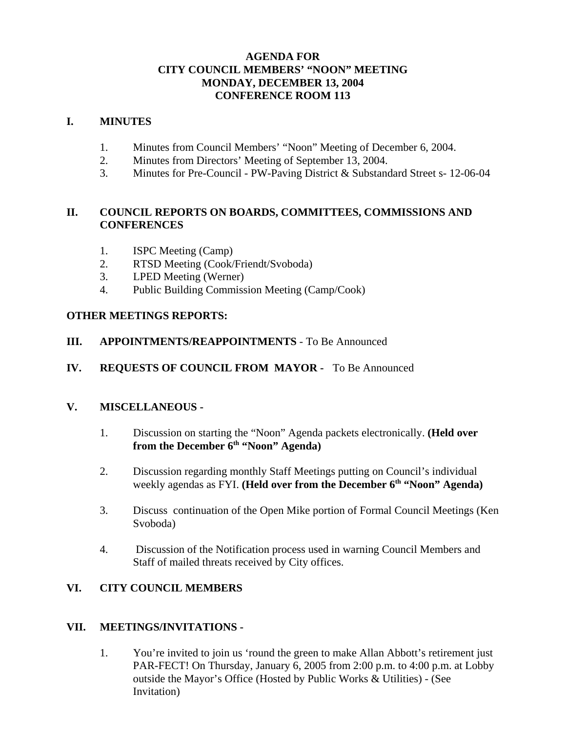# AGENDA FOR
# CITY COUNCIL MEMBERS' "NOON" MEETING
# MONDAY, DECEMBER 13, 2004
# CONFERENCE ROOM 113

## I. MINUTES

1. Minutes from Council Members' "Noon" Meeting of December 6, 2004.
2. Minutes from Directors' Meeting of September 13, 2004.
3. Minutes for Pre-Council - PW-Paving District & Substandard Street s- 12-06-04

## II. COUNCIL REPORTS ON BOARDS, COMMITTEES, COMMISSIONS AND CONFERENCES

1. ISPC Meeting (Camp)
2. RTSD Meeting (Cook/Friendt/Svoboda)
3. LPED Meeting (Werner)
4. Public Building Commission Meeting (Camp/Cook)

## OTHER MEETINGS REPORTS:

## III. APPOINTMENTS/REAPPOINTMENTS - To Be Announced

## IV. REQUESTS OF COUNCIL FROM MAYOR - To Be Announced

## V. MISCELLANEOUS -

1. Discussion on starting the "Noon" Agenda packets electronically. **(Held over from the December 6th "Noon" Agenda)**

2. Discussion regarding monthly Staff Meetings putting on Council's individual weekly agendas as FYI. **(Held over from the December 6th "Noon" Agenda)**

3. Discuss continuation of the Open Mike portion of Formal Council Meetings (Ken Svoboda)

4. Discussion of the Notification process used in warning Council Members and Staff of mailed threats received by City offices.

## VI. CITY COUNCIL MEMBERS

## VII. MEETINGS/INVITATIONS -

1. You're invited to join us 'round the green to make Allan Abbott's retirement just PAR-FECT! On Thursday, January 6, 2005 from 2:00 p.m. to 4:00 p.m. at Lobby outside the Mayor's Office (Hosted by Public Works & Utilities) - (See Invitation)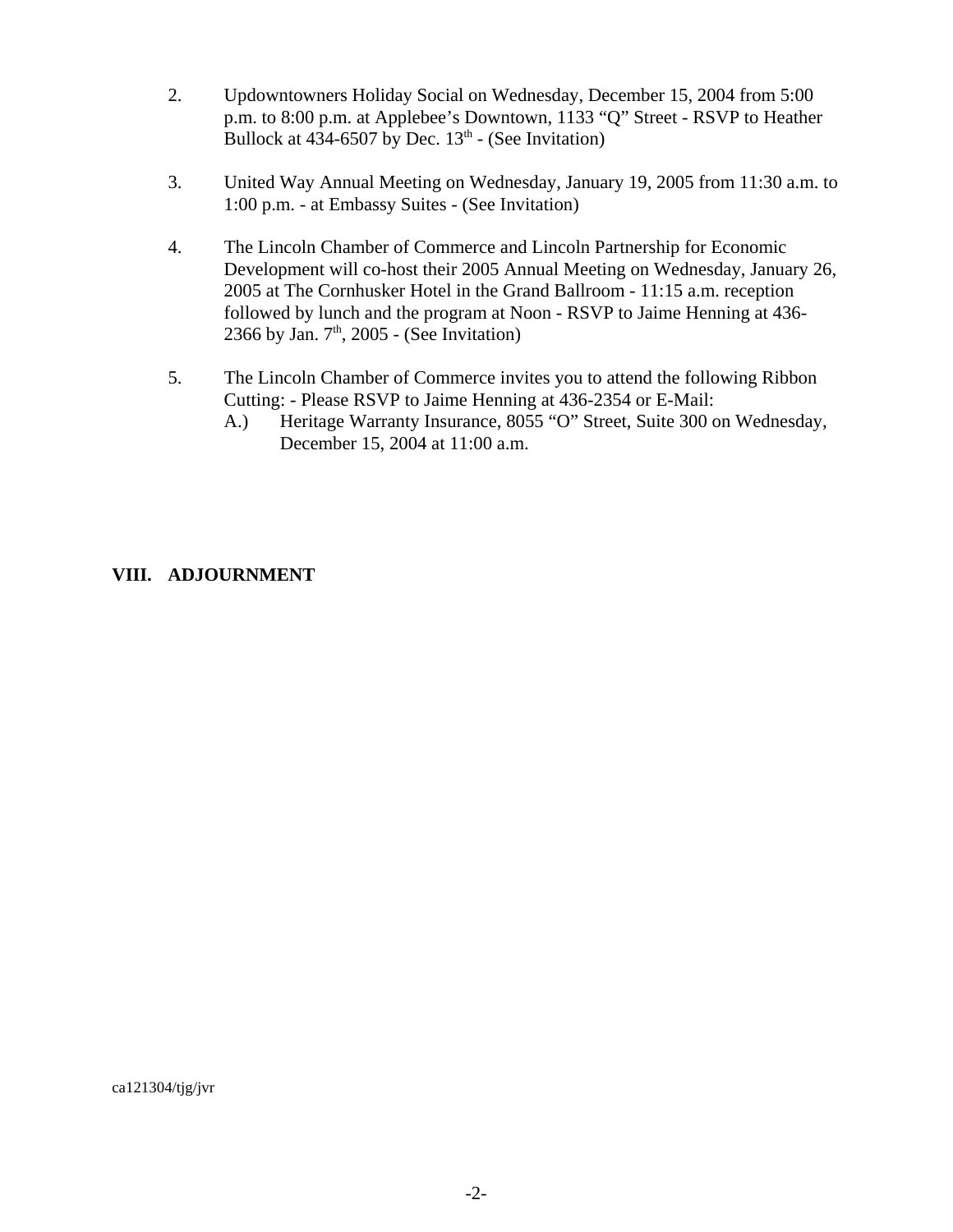2. Updowntowners Holiday Social on Wednesday, December 15, 2004 from 5:00 p.m. to 8:00 p.m. at Applebee's Downtown, 1133 "Q" Street - RSVP to Heather Bullock at 434-6507 by Dec. 13th - (See Invitation)

3. United Way Annual Meeting on Wednesday, January 19, 2005 from 11:30 a.m. to 1:00 p.m. - at Embassy Suites - (See Invitation)

4. The Lincoln Chamber of Commerce and Lincoln Partnership for Economic Development will co-host their 2005 Annual Meeting on Wednesday, January 26, 2005 at The Cornhusker Hotel in the Grand Ballroom - 11:15 a.m. reception followed by lunch and the program at Noon - RSVP to Jaime Henning at 436-2366 by Jan. 7th, 2005 - (See Invitation)

5. The Lincoln Chamber of Commerce invites you to attend the following Ribbon Cutting: - Please RSVP to Jaime Henning at 436-2354 or E-Mail:
   A.) Heritage Warranty Insurance, 8055 "O" Street, Suite 300 on Wednesday, December 15, 2004 at 11:00 a.m.

## VIII. ADJOURNMENT

ca121304/tjg/jvr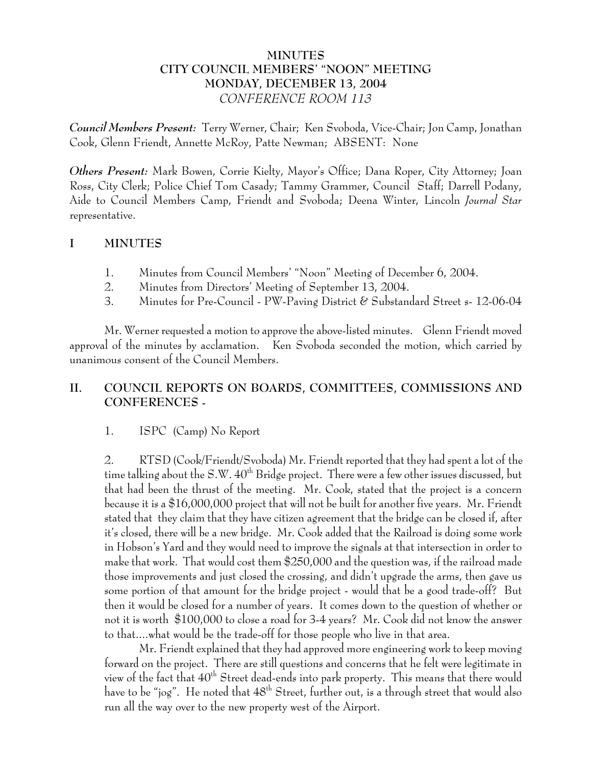# MINUTES
# CITY COUNCIL MEMBERS' "NOON" MEETING
# MONDAY, DECEMBER 13, 2004
*CONFERENCE ROOM 113*

***Council Members Present:*** Terry Werner, Chair; Ken Svoboda, Vice-Chair; Jon Camp, Jonathan Cook, Glenn Friendt, Annette McRoy, Patte Newman; ABSENT: None

***Others Present:*** Mark Bowen, Corrie Kielty, Mayor's Office; Dana Roper, City Attorney; Joan Ross, City Clerk; Police Chief Tom Casady; Tammy Grammer, Council Staff; Darrell Podany, Aide to Council Members Camp, Friendt and Svoboda; Deena Winter, Lincoln *Journal Star* representative.

## I MINUTES

1. Minutes from Council Members' "Noon" Meeting of December 6, 2004.
2. Minutes from Directors' Meeting of September 13, 2004.
3. Minutes for Pre-Council - PW-Paving District & Substandard Street s- 12-06-04

Mr. Werner requested a motion to approve the above-listed minutes. Glenn Friendt moved approval of the minutes by acclamation. Ken Svoboda seconded the motion, which carried by unanimous consent of the Council Members.

## II. COUNCIL REPORTS ON BOARDS, COMMITTEES, COMMISSIONS AND CONFERENCES -

1. ISPC (Camp) No Report

2. RTSD (Cook/Friendt/Svoboda) Mr. Friendt reported that they had spent a lot of the time talking about the S.W. 40th Bridge project. There were a few other issues discussed, but that had been the thrust of the meeting. Mr. Cook, stated that the project is a concern because it is a $16,000,000 project that will not be built for another five years. Mr. Friendt stated that they claim that they have citizen agreement that the bridge can be closed if, after it's closed, there will be a new bridge. Mr. Cook added that the Railroad is doing some work in Hobson's Yard and they would need to improve the signals at that intersection in order to make that work. That would cost them $250,000 and the question was, if the railroad made those improvements and just closed the crossing, and didn't upgrade the arms, then gave us some portion of that amount for the bridge project - would that be a good trade-off? But then it would be closed for a number of years. It comes down to the question of whether or not it is worth $100,000 to close a road for 3-4 years? Mr. Cook did not know the answer to that....what would be the trade-off for those people who live in that area.

Mr. Friendt explained that they had approved more engineering work to keep moving forward on the project. There are still questions and concerns that he felt were legitimate in view of the fact that 40th Street dead-ends into park property. This means that there would have to be "jog". He noted that 48th Street, further out, is a through street that would also run all the way over to the new property west of the Airport.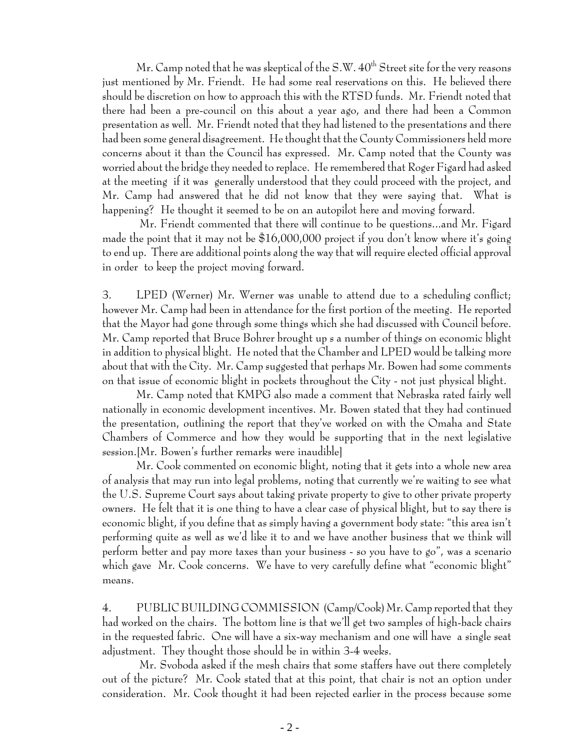Mr. Camp noted that he was skeptical of the S.W. 40th Street site for the very reasons just mentioned by Mr. Friendt. He had some real reservations on this. He believed there should be discretion on how to approach this with the RTSD funds. Mr. Friendt noted that there had been a pre-council on this about a year ago, and there had been a Common presentation as well. Mr. Friendt noted that they had listened to the presentations and there had been some general disagreement. He thought that the County Commissioners held more concerns about it than the Council has expressed. Mr. Camp noted that the County was worried about the bridge they needed to replace. He remembered that Roger Figard had asked at the meeting if it was generally understood that they could proceed with the project, and Mr. Camp had answered that he did not know that they were saying that. What is happening? He thought it seemed to be on an autopilot here and moving forward.

Mr. Friendt commented that there will continue to be questions...and Mr. Figard made the point that it may not be $16,000,000 project if you don't know where it's going to end up. There are additional points along the way that will require elected official approval in order to keep the project moving forward.

3. LPED (Werner) Mr. Werner was unable to attend due to a scheduling conflict; however Mr. Camp had been in attendance for the first portion of the meeting. He reported that the Mayor had gone through some things which she had discussed with Council before. Mr. Camp reported that Bruce Bohrer brought up s a number of things on economic blight in addition to physical blight. He noted that the Chamber and LPED would be talking more about that with the City. Mr. Camp suggested that perhaps Mr. Bowen had some comments on that issue of economic blight in pockets throughout the City - not just physical blight.

Mr. Camp noted that KMPG also made a comment that Nebraska rated fairly well nationally in economic development incentives. Mr. Bowen stated that they had continued the presentation, outlining the report that they've worked on with the Omaha and State Chambers of Commerce and how they would be supporting that in the next legislative session.[Mr. Bowen's further remarks were inaudible]

Mr. Cook commented on economic blight, noting that it gets into a whole new area of analysis that may run into legal problems, noting that currently we're waiting to see what the U.S. Supreme Court says about taking private property to give to other private property owners. He felt that it is one thing to have a clear case of physical blight, but to say there is economic blight, if you define that as simply having a government body state: "this area isn't performing quite as well as we'd like it to and we have another business that we think will perform better and pay more taxes than your business - so you have to go", was a scenario which gave Mr. Cook concerns. We have to very carefully define what "economic blight" means.

4. PUBLIC BUILDING COMMISSION (Camp/Cook) Mr. Camp reported that they had worked on the chairs. The bottom line is that we'll get two samples of high-back chairs in the requested fabric. One will have a six-way mechanism and one will have a single seat adjustment. They thought those should be in within 3-4 weeks.

Mr. Svoboda asked if the mesh chairs that some staffers have out there completely out of the picture? Mr. Cook stated that at this point, that chair is not an option under consideration. Mr. Cook thought it had been rejected earlier in the process because some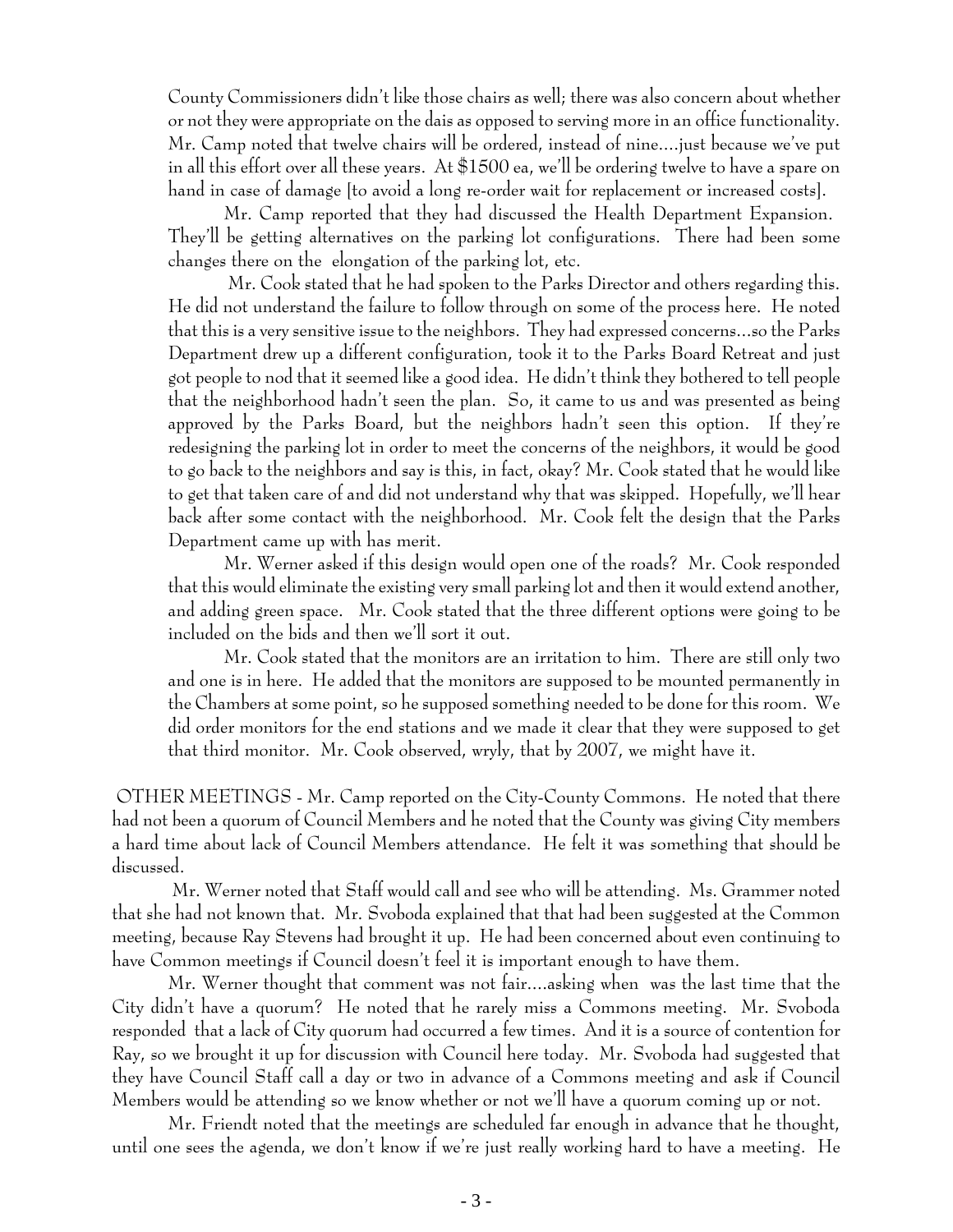County Commissioners didn't like those chairs as well; there was also concern about whether or not they were appropriate on the dais as opposed to serving more in an office functionality. Mr. Camp noted that twelve chairs will be ordered, instead of nine....just because we've put in all this effort over all these years. At $1500 ea, we'll be ordering twelve to have a spare on hand in case of damage [to avoid a long re-order wait for replacement or increased costs].

Mr. Camp reported that they had discussed the Health Department Expansion. They'll be getting alternatives on the parking lot configurations. There had been some changes there on the elongation of the parking lot, etc.

Mr. Cook stated that he had spoken to the Parks Director and others regarding this. He did not understand the failure to follow through on some of the process here. He noted that this is a very sensitive issue to the neighbors. They had expressed concerns...so the Parks Department drew up a different configuration, took it to the Parks Board Retreat and just got people to nod that it seemed like a good idea. He didn't think they bothered to tell people that the neighborhood hadn't seen the plan. So, it came to us and was presented as being approved by the Parks Board, but the neighbors hadn't seen this option. If they're redesigning the parking lot in order to meet the concerns of the neighbors, it would be good to go back to the neighbors and say is this, in fact, okay? Mr. Cook stated that he would like to get that taken care of and did not understand why that was skipped. Hopefully, we'll hear back after some contact with the neighborhood. Mr. Cook felt the design that the Parks Department came up with has merit.

Mr. Werner asked if this design would open one of the roads? Mr. Cook responded that this would eliminate the existing very small parking lot and then it would extend another, and adding green space. Mr. Cook stated that the three different options were going to be included on the bids and then we'll sort it out.

Mr. Cook stated that the monitors are an irritation to him. There are still only two and one is in here. He added that the monitors are supposed to be mounted permanently in the Chambers at some point, so he supposed something needed to be done for this room. We did order monitors for the end stations and we made it clear that they were supposed to get that third monitor. Mr. Cook observed, wryly, that by 2007, we might have it.

OTHER MEETINGS - Mr. Camp reported on the City-County Commons. He noted that there had not been a quorum of Council Members and he noted that the County was giving City members a hard time about lack of Council Members attendance. He felt it was something that should be discussed.

Mr. Werner noted that Staff would call and see who will be attending. Ms. Grammer noted that she had not known that. Mr. Svoboda explained that that had been suggested at the Common meeting, because Ray Stevens had brought it up. He had been concerned about even continuing to have Common meetings if Council doesn't feel it is important enough to have them.

Mr. Werner thought that comment was not fair....asking when was the last time that the City didn't have a quorum? He noted that he rarely miss a Commons meeting. Mr. Svoboda responded that a lack of City quorum had occurred a few times. And it is a source of contention for Ray, so we brought it up for discussion with Council here today. Mr. Svoboda had suggested that they have Council Staff call a day or two in advance of a Commons meeting and ask if Council Members would be attending so we know whether or not we'll have a quorum coming up or not.

Mr. Friendt noted that the meetings are scheduled far enough in advance that he thought, until one sees the agenda, we don't know if we're just really working hard to have a meeting. He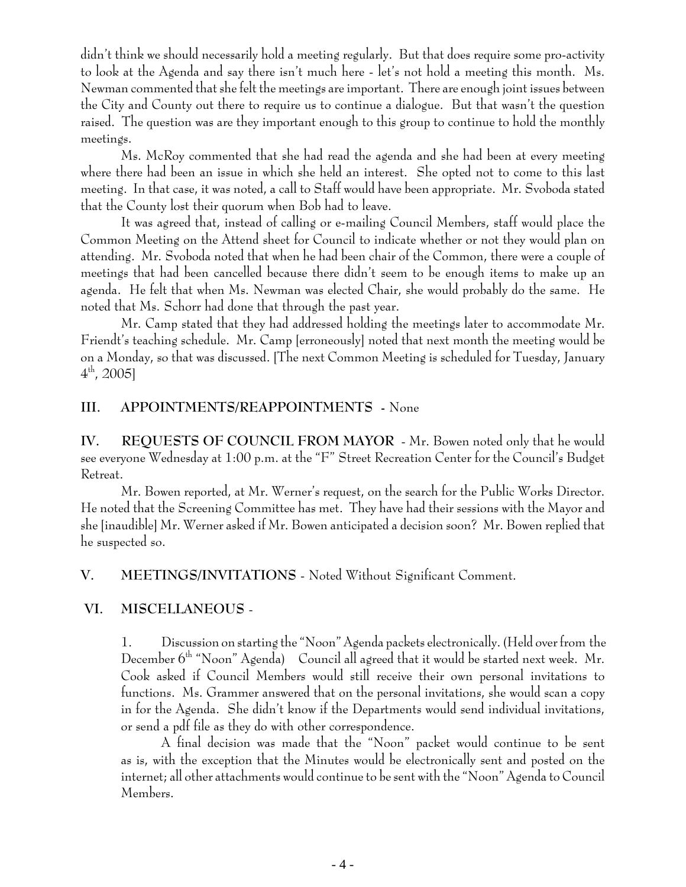didn't think we should necessarily hold a meeting regularly. But that does require some pro-activity to look at the Agenda and say there isn't much here - let's not hold a meeting this month. Ms. Newman commented that she felt the meetings are important. There are enough joint issues between the City and County out there to require us to continue a dialogue. But that wasn't the question raised. The question was are they important enough to this group to continue to hold the monthly meetings.

Ms. McRoy commented that she had read the agenda and she had been at every meeting where there had been an issue in which she held an interest. She opted not to come to this last meeting. In that case, it was noted, a call to Staff would have been appropriate. Mr. Svoboda stated that the County lost their quorum when Bob had to leave.

It was agreed that, instead of calling or e-mailing Council Members, staff would place the Common Meeting on the Attend sheet for Council to indicate whether or not they would plan on attending. Mr. Svoboda noted that when he had been chair of the Common, there were a couple of meetings that had been cancelled because there didn't seem to be enough items to make up an agenda. He felt that when Ms. Newman was elected Chair, she would probably do the same. He noted that Ms. Schorr had done that through the past year.

Mr. Camp stated that they had addressed holding the meetings later to accommodate Mr. Friendt's teaching schedule. Mr. Camp [erroneously] noted that next month the meeting would be on a Monday, so that was discussed. [The next Common Meeting is scheduled for Tuesday, January 4th, 2005]

## III. APPOINTMENTS/REAPPOINTMENTS - None

## IV. REQUESTS OF COUNCIL FROM MAYOR - Mr. Bowen noted only that he would see everyone Wednesday at 1:00 p.m. at the "F" Street Recreation Center for the Council's Budget Retreat.

Mr. Bowen reported, at Mr. Werner's request, on the search for the Public Works Director. He noted that the Screening Committee has met. They have had their sessions with the Mayor and she [inaudible] Mr. Werner asked if Mr. Bowen anticipated a decision soon? Mr. Bowen replied that he suspected so.

## V. MEETINGS/INVITATIONS - Noted Without Significant Comment.

## VI. MISCELLANEOUS -

1. Discussion on starting the "Noon" Agenda packets electronically. (Held over from the December 6th "Noon" Agenda) Council all agreed that it would be started next week. Mr. Cook asked if Council Members would still receive their own personal invitations to functions. Ms. Grammer answered that on the personal invitations, she would scan a copy in for the Agenda. She didn't know if the Departments would send individual invitations, or send a pdf file as they do with other correspondence.

   A final decision was made that the "Noon" packet would continue to be sent as is, with the exception that the Minutes would be electronically sent and posted on the internet; all other attachments would continue to be sent with the "Noon" Agenda to Council Members.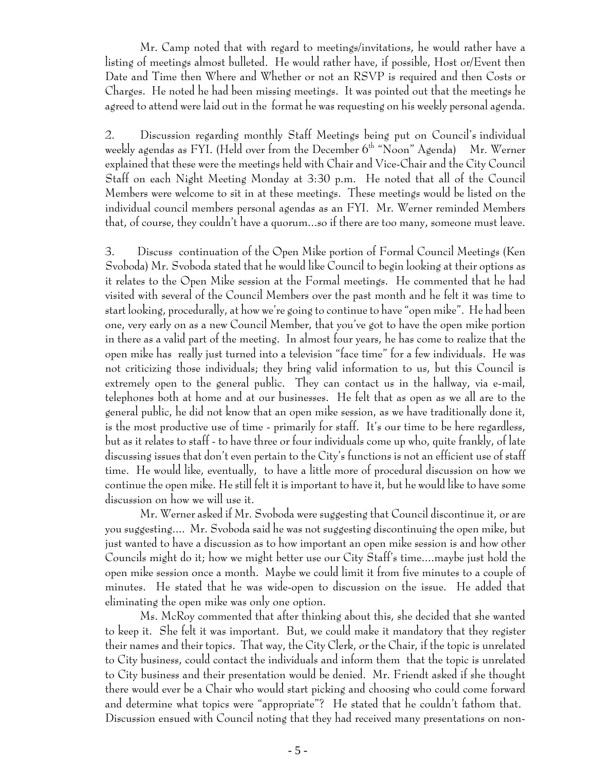Mr. Camp noted that with regard to meetings/invitations, he would rather have a listing of meetings almost bulleted. He would rather have, if possible, Host or/Event then Date and Time then Where and Whether or not an RSVP is required and then Costs or Charges. He noted he had been missing meetings. It was pointed out that the meetings he agreed to attend were laid out in the format he was requesting on his weekly personal agenda.

2. Discussion regarding monthly Staff Meetings being put on Council's individual weekly agendas as FYI. (Held over from the December 6th "Noon" Agenda) Mr. Werner explained that these were the meetings held with Chair and Vice-Chair and the City Council Staff on each Night Meeting Monday at 3:30 p.m. He noted that all of the Council Members were welcome to sit in at these meetings. These meetings would be listed on the individual council members personal agendas as an FYI. Mr. Werner reminded Members that, of course, they couldn't have a quorum...so if there are too many, someone must leave.

3. Discuss continuation of the Open Mike portion of Formal Council Meetings (Ken Svoboda) Mr. Svoboda stated that he would like Council to begin looking at their options as it relates to the Open Mike session at the Formal meetings. He commented that he had visited with several of the Council Members over the past month and he felt it was time to start looking, procedurally, at how we're going to continue to have "open mike". He had been one, very early on as a new Council Member, that you've got to have the open mike portion in there as a valid part of the meeting. In almost four years, he has come to realize that the open mike has really just turned into a television "face time" for a few individuals. He was not criticizing those individuals; they bring valid information to us, but this Council is extremely open to the general public. They can contact us in the hallway, via e-mail, telephones both at home and at our businesses. He felt that as open as we all are to the general public, he did not know that an open mike session, as we have traditionally done it, is the most productive use of time - primarily for staff. It's our time to be here regardless, but as it relates to staff - to have three or four individuals come up who, quite frankly, of late discussing issues that don't even pertain to the City's functions is not an efficient use of staff time. He would like, eventually, to have a little more of procedural discussion on how we continue the open mike. He still felt it is important to have it, but he would like to have some discussion on how we will use it.

Mr. Werner asked if Mr. Svoboda were suggesting that Council discontinue it, or are you suggesting.... Mr. Svoboda said he was not suggesting discontinuing the open mike, but just wanted to have a discussion as to how important an open mike session is and how other Councils might do it; how we might better use our City Staff's time....maybe just hold the open mike session once a month. Maybe we could limit it from five minutes to a couple of minutes. He stated that he was wide-open to discussion on the issue. He added that eliminating the open mike was only one option.

Ms. McRoy commented that after thinking about this, she decided that she wanted to keep it. She felt it was important. But, we could make it mandatory that they register their names and their topics. That way, the City Clerk, or the Chair, if the topic is unrelated to City business, could contact the individuals and inform them that the topic is unrelated to City business and their presentation would be denied. Mr. Friendt asked if she thought there would ever be a Chair who would start picking and choosing who could come forward and determine what topics were "appropriate"? He stated that he couldn't fathom that. Discussion ensued with Council noting that they had received many presentations on non-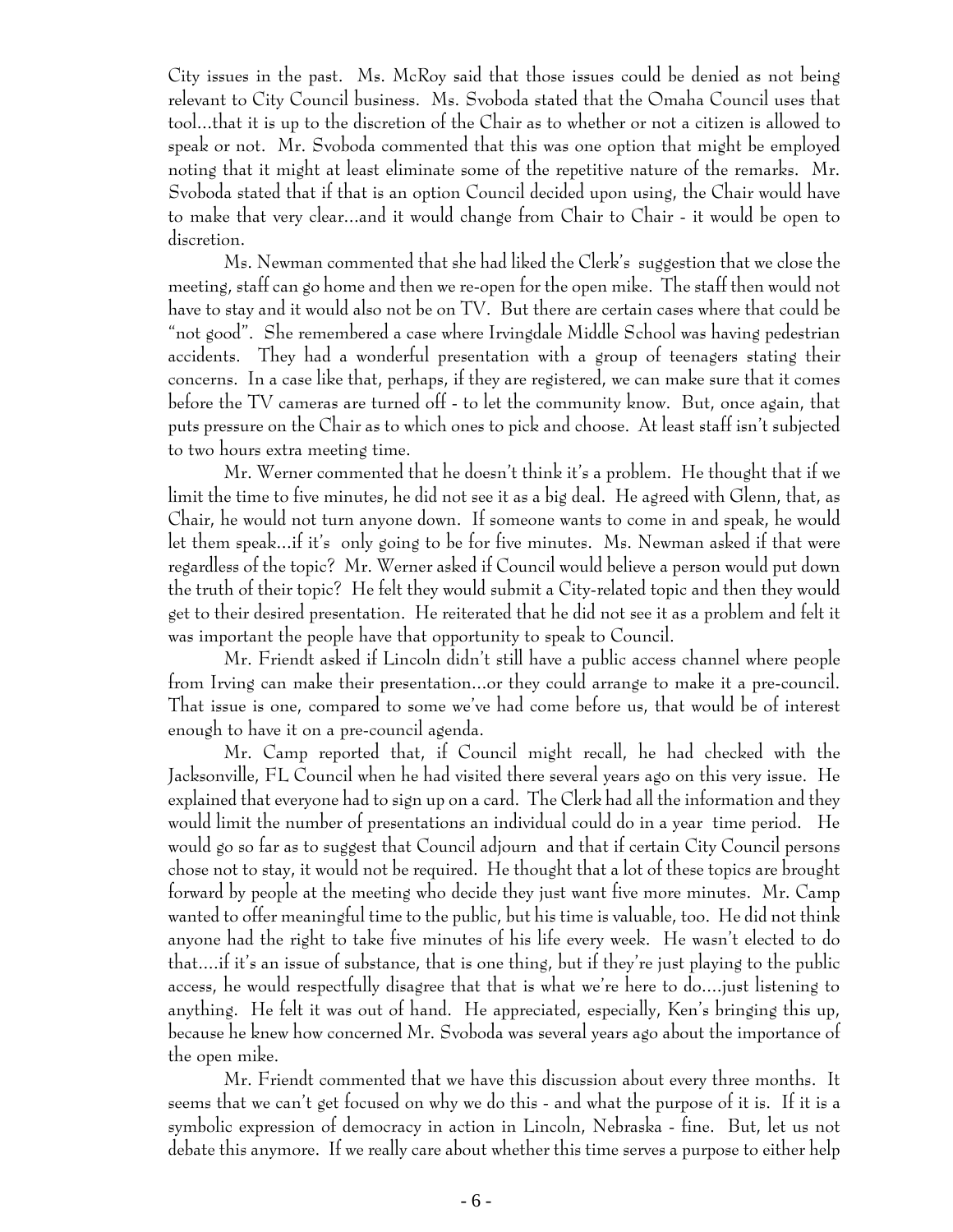City issues in the past. Ms. McRoy said that those issues could be denied as not being relevant to City Council business. Ms. Svoboda stated that the Omaha Council uses that tool...that it is up to the discretion of the Chair as to whether or not a citizen is allowed to speak or not. Mr. Svoboda commented that this was one option that might be employed noting that it might at least eliminate some of the repetitive nature of the remarks. Mr. Svoboda stated that if that is an option Council decided upon using, the Chair would have to make that very clear...and it would change from Chair to Chair - it would be open to discretion.

Ms. Newman commented that she had liked the Clerk's suggestion that we close the meeting, staff can go home and then we re-open for the open mike. The staff then would not have to stay and it would also not be on TV. But there are certain cases where that could be "not good". She remembered a case where Irvingdale Middle School was having pedestrian accidents. They had a wonderful presentation with a group of teenagers stating their concerns. In a case like that, perhaps, if they are registered, we can make sure that it comes before the TV cameras are turned off - to let the community know. But, once again, that puts pressure on the Chair as to which ones to pick and choose. At least staff isn't subjected to two hours extra meeting time.

Mr. Werner commented that he doesn't think it's a problem. He thought that if we limit the time to five minutes, he did not see it as a big deal. He agreed with Glenn, that, as Chair, he would not turn anyone down. If someone wants to come in and speak, he would let them speak...if it's only going to be for five minutes. Ms. Newman asked if that were regardless of the topic? Mr. Werner asked if Council would believe a person would put down the truth of their topic? He felt they would submit a City-related topic and then they would get to their desired presentation. He reiterated that he did not see it as a problem and felt it was important the people have that opportunity to speak to Council.

Mr. Friendt asked if Lincoln didn't still have a public access channel where people from Irving can make their presentation...or they could arrange to make it a pre-council. That issue is one, compared to some we've had come before us, that would be of interest enough to have it on a pre-council agenda.

Mr. Camp reported that, if Council might recall, he had checked with the Jacksonville, FL Council when he had visited there several years ago on this very issue. He explained that everyone had to sign up on a card. The Clerk had all the information and they would limit the number of presentations an individual could do in a year time period. He would go so far as to suggest that Council adjourn and that if certain City Council persons chose not to stay, it would not be required. He thought that a lot of these topics are brought forward by people at the meeting who decide they just want five more minutes. Mr. Camp wanted to offer meaningful time to the public, but his time is valuable, too. He did not think anyone had the right to take five minutes of his life every week. He wasn't elected to do that....if it's an issue of substance, that is one thing, but if they're just playing to the public access, he would respectfully disagree that that is what we're here to do....just listening to anything. He felt it was out of hand. He appreciated, especially, Ken's bringing this up, because he knew how concerned Mr. Svoboda was several years ago about the importance of the open mike.

Mr. Friendt commented that we have this discussion about every three months. It seems that we can't get focused on why we do this - and what the purpose of it is. If it is a symbolic expression of democracy in action in Lincoln, Nebraska - fine. But, let us not debate this anymore. If we really care about whether this time serves a purpose to either help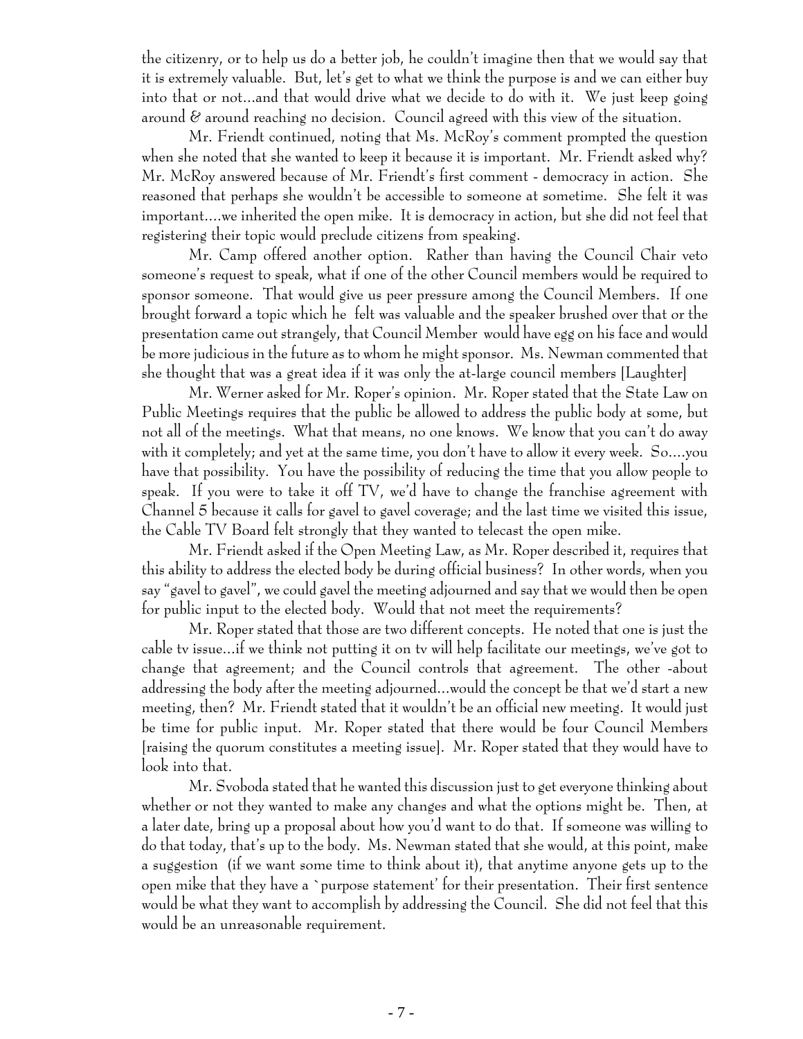the citizenry, or to help us do a better job, he couldn't imagine then that we would say that it is extremely valuable. But, let's get to what we think the purpose is and we can either buy into that or not...and that would drive what we decide to do with it. We just keep going around & around reaching no decision. Council agreed with this view of the situation.

Mr. Friendt continued, noting that Ms. McRoy's comment prompted the question when she noted that she wanted to keep it because it is important. Mr. Friendt asked why? Mr. McRoy answered because of Mr. Friendt's first comment - democracy in action. She reasoned that perhaps she wouldn't be accessible to someone at sometime. She felt it was important....we inherited the open mike. It is democracy in action, but she did not feel that registering their topic would preclude citizens from speaking.

Mr. Camp offered another option. Rather than having the Council Chair veto someone's request to speak, what if one of the other Council members would be required to sponsor someone. That would give us peer pressure among the Council Members. If one brought forward a topic which he felt was valuable and the speaker brushed over that or the presentation came out strangely, that Council Member would have egg on his face and would be more judicious in the future as to whom he might sponsor. Ms. Newman commented that she thought that was a great idea if it was only the at-large council members [Laughter]

Mr. Werner asked for Mr. Roper's opinion. Mr. Roper stated that the State Law on Public Meetings requires that the public be allowed to address the public body at some, but not all of the meetings. What that means, no one knows. We know that you can't do away with it completely; and yet at the same time, you don't have to allow it every week. So....you have that possibility. You have the possibility of reducing the time that you allow people to speak. If you were to take it off TV, we'd have to change the franchise agreement with Channel 5 because it calls for gavel to gavel coverage; and the last time we visited this issue, the Cable TV Board felt strongly that they wanted to telecast the open mike.

Mr. Friendt asked if the Open Meeting Law, as Mr. Roper described it, requires that this ability to address the elected body be during official business? In other words, when you say "gavel to gavel", we could gavel the meeting adjourned and say that we would then be open for public input to the elected body. Would that not meet the requirements?

Mr. Roper stated that those are two different concepts. He noted that one is just the cable tv issue...if we think not putting it on tv will help facilitate our meetings, we've got to change that agreement; and the Council controls that agreement. The other -about addressing the body after the meeting adjourned...would the concept be that we'd start a new meeting, then? Mr. Friendt stated that it wouldn't be an official new meeting. It would just be time for public input. Mr. Roper stated that there would be four Council Members [raising the quorum constitutes a meeting issue]. Mr. Roper stated that they would have to look into that.

Mr. Svoboda stated that he wanted this discussion just to get everyone thinking about whether or not they wanted to make any changes and what the options might be. Then, at a later date, bring up a proposal about how you'd want to do that. If someone was willing to do that today, that's up to the body. Ms. Newman stated that she would, at this point, make a suggestion (if we want some time to think about it), that anytime anyone gets up to the open mike that they have a `purpose statement' for their presentation. Their first sentence would be what they want to accomplish by addressing the Council. She did not feel that this would be an unreasonable requirement.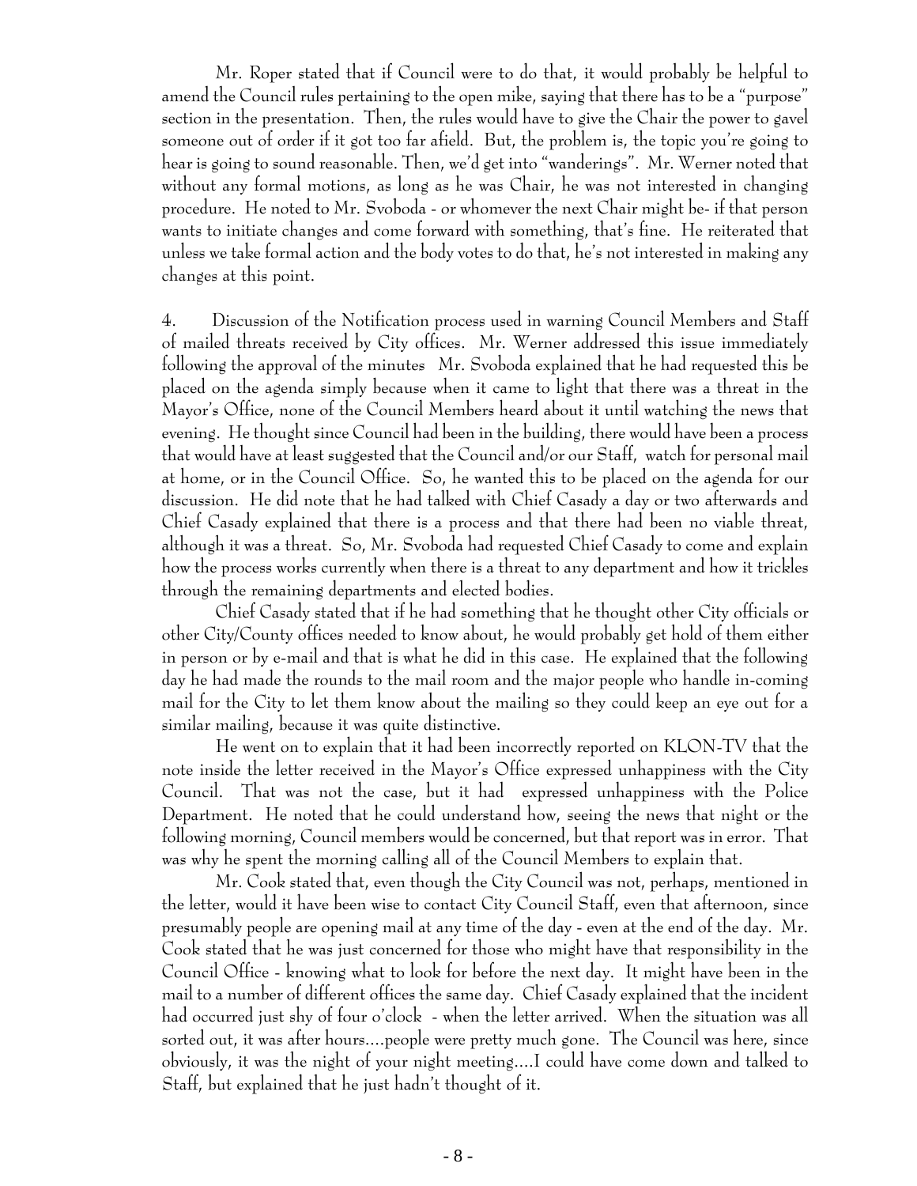Mr. Roper stated that if Council were to do that, it would probably be helpful to amend the Council rules pertaining to the open mike, saying that there has to be a "purpose" section in the presentation. Then, the rules would have to give the Chair the power to gavel someone out of order if it got too far afield. But, the problem is, the topic you're going to hear is going to sound reasonable. Then, we'd get into "wanderings". Mr. Werner noted that without any formal motions, as long as he was Chair, he was not interested in changing procedure. He noted to Mr. Svoboda - or whomever the next Chair might be- if that person wants to initiate changes and come forward with something, that's fine. He reiterated that unless we take formal action and the body votes to do that, he's not interested in making any changes at this point.

4. Discussion of the Notification process used in warning Council Members and Staff of mailed threats received by City offices. Mr. Werner addressed this issue immediately following the approval of the minutes Mr. Svoboda explained that he had requested this be placed on the agenda simply because when it came to light that there was a threat in the Mayor's Office, none of the Council Members heard about it until watching the news that evening. He thought since Council had been in the building, there would have been a process that would have at least suggested that the Council and/or our Staff, watch for personal mail at home, or in the Council Office. So, he wanted this to be placed on the agenda for our discussion. He did note that he had talked with Chief Casady a day or two afterwards and Chief Casady explained that there is a process and that there had been no viable threat, although it was a threat. So, Mr. Svoboda had requested Chief Casady to come and explain how the process works currently when there is a threat to any department and how it trickles through the remaining departments and elected bodies.

Chief Casady stated that if he had something that he thought other City officials or other City/County offices needed to know about, he would probably get hold of them either in person or by e-mail and that is what he did in this case. He explained that the following day he had made the rounds to the mail room and the major people who handle in-coming mail for the City to let them know about the mailing so they could keep an eye out for a similar mailing, because it was quite distinctive.

He went on to explain that it had been incorrectly reported on KLON-TV that the note inside the letter received in the Mayor's Office expressed unhappiness with the City Council. That was not the case, but it had expressed unhappiness with the Police Department. He noted that he could understand how, seeing the news that night or the following morning, Council members would be concerned, but that report was in error. That was why he spent the morning calling all of the Council Members to explain that.

Mr. Cook stated that, even though the City Council was not, perhaps, mentioned in the letter, would it have been wise to contact City Council Staff, even that afternoon, since presumably people are opening mail at any time of the day - even at the end of the day. Mr. Cook stated that he was just concerned for those who might have that responsibility in the Council Office - knowing what to look for before the next day. It might have been in the mail to a number of different offices the same day. Chief Casady explained that the incident had occurred just shy of four o'clock - when the letter arrived. When the situation was all sorted out, it was after hours....people were pretty much gone. The Council was here, since obviously, it was the night of your night meeting....I could have come down and talked to Staff, but explained that he just hadn't thought of it.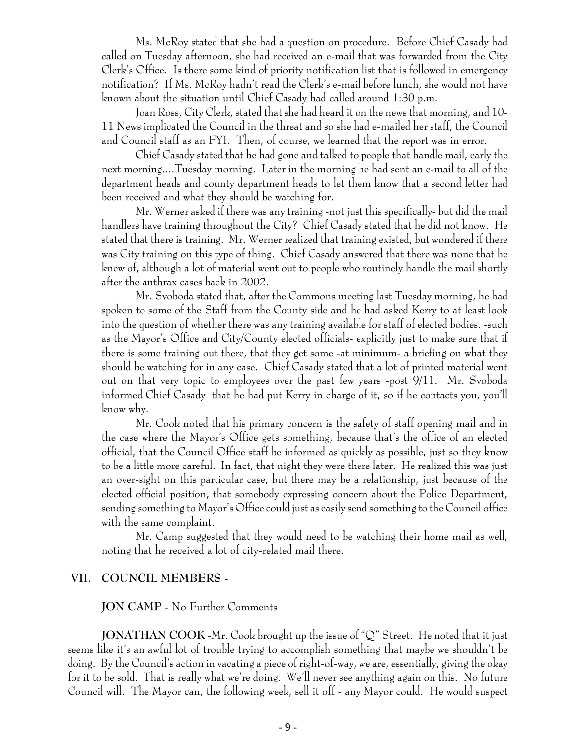Ms. McRoy stated that she had a question on procedure. Before Chief Casady had called on Tuesday afternoon, she had received an e-mail that was forwarded from the City Clerk's Office. Is there some kind of priority notification list that is followed in emergency notification? If Ms. McRoy hadn't read the Clerk's e-mail before lunch, she would not have known about the situation until Chief Casady had called around 1:30 p.m.

Joan Ross, City Clerk, stated that she had heard it on the news that morning, and 10-11 News implicated the Council in the threat and so she had e-mailed her staff, the Council and Council staff as an FYI. Then, of course, we learned that the report was in error.

Chief Casady stated that he had gone and talked to people that handle mail, early the next morning....Tuesday morning. Later in the morning he had sent an e-mail to all of the department heads and county department heads to let them know that a second letter had been received and what they should be watching for.

Mr. Werner asked if there was any training -not just this specifically- but did the mail handlers have training throughout the City? Chief Casady stated that he did not know. He stated that there is training. Mr. Werner realized that training existed, but wondered if there was City training on this type of thing. Chief Casady answered that there was none that he knew of, although a lot of material went out to people who routinely handle the mail shortly after the anthrax cases back in 2002.

Mr. Svoboda stated that, after the Commons meeting last Tuesday morning, he had spoken to some of the Staff from the County side and he had asked Kerry to at least look into the question of whether there was any training available for staff of elected bodies. -such as the Mayor's Office and City/County elected officials- explicitly just to make sure that if there is some training out there, that they get some -at minimum- a briefing on what they should be watching for in any case. Chief Casady stated that a lot of printed material went out on that very topic to employees over the past few years -post 9/11. Mr. Svoboda informed Chief Casady that he had put Kerry in charge of it, so if he contacts you, you'll know why.

Mr. Cook noted that his primary concern is the safety of staff opening mail and in the case where the Mayor's Office gets something, because that's the office of an elected official, that the Council Office staff be informed as quickly as possible, just so they know to be a little more careful. In fact, that night they were there later. He realized this was just an over-sight on this particular case, but there may be a relationship, just because of the elected official position, that somebody expressing concern about the Police Department, sending something to Mayor's Office could just as easily send something to the Council office with the same complaint.

Mr. Camp suggested that they would need to be watching their home mail as well, noting that he received a lot of city-related mail there.

## VII. COUNCIL MEMBERS -

**JON CAMP** - No Further Comments

**JONATHAN COOK** -Mr. Cook brought up the issue of "Q" Street. He noted that it just seems like it's an awful lot of trouble trying to accomplish something that maybe we shouldn't be doing. By the Council's action in vacating a piece of right-of-way, we are, essentially, giving the okay for it to be sold. That is really what we're doing. We'll never see anything again on this. No future Council will. The Mayor can, the following week, sell it off - any Mayor could. He would suspect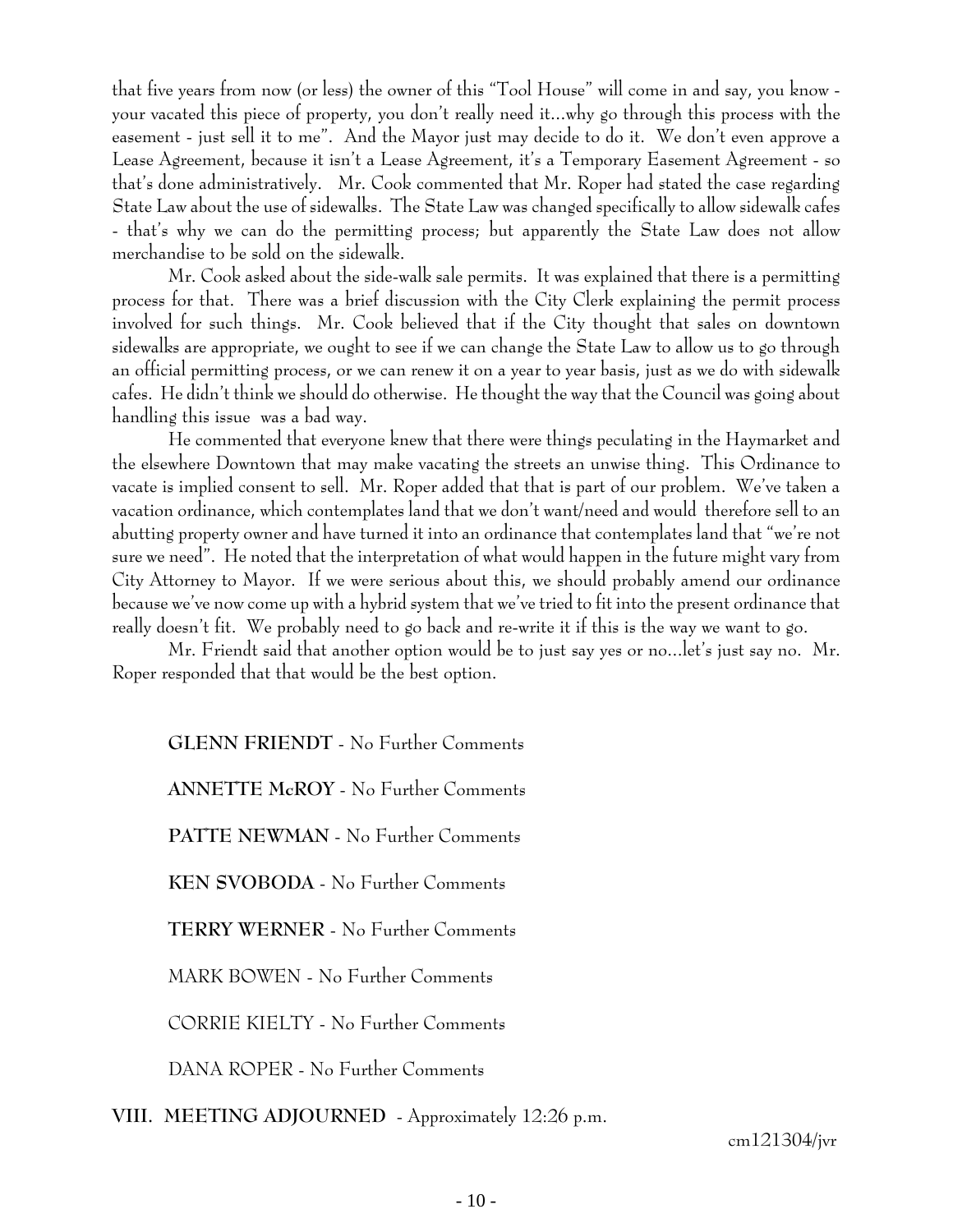that five years from now (or less) the owner of this "Tool House" will come in and say, you know - your vacated this piece of property, you don't really need it...why go through this process with the easement - just sell it to me". And the Mayor just may decide to do it. We don't even approve a Lease Agreement, because it isn't a Lease Agreement, it's a Temporary Easement Agreement - so that's done administratively. Mr. Cook commented that Mr. Roper had stated the case regarding State Law about the use of sidewalks. The State Law was changed specifically to allow sidewalk cafes - that's why we can do the permitting process; but apparently the State Law does not allow merchandise to be sold on the sidewalk.

Mr. Cook asked about the side-walk sale permits. It was explained that there is a permitting process for that. There was a brief discussion with the City Clerk explaining the permit process involved for such things. Mr. Cook believed that if the City thought that sales on downtown sidewalks are appropriate, we ought to see if we can change the State Law to allow us to go through an official permitting process, or we can renew it on a year to year basis, just as we do with sidewalk cafes. He didn't think we should do otherwise. He thought the way that the Council was going about handling this issue was a bad way.

He commented that everyone knew that there were things peculating in the Haymarket and the elsewhere Downtown that may make vacating the streets an unwise thing. This Ordinance to vacate is implied consent to sell. Mr. Roper added that that is part of our problem. We've taken a vacation ordinance, which contemplates land that we don't want/need and would therefore sell to an abutting property owner and have turned it into an ordinance that contemplates land that "we're not sure we need". He noted that the interpretation of what would happen in the future might vary from City Attorney to Mayor. If we were serious about this, we should probably amend our ordinance because we've now come up with a hybrid system that we've tried to fit into the present ordinance that really doesn't fit. We probably need to go back and re-write it if this is the way we want to go.

Mr. Friendt said that another option would be to just say yes or no...let's just say no. Mr. Roper responded that that would be the best option.

**GLENN FRIENDT** - No Further Comments

**ANNETTE McROY** - No Further Comments

**PATTE NEWMAN** - No Further Comments

**KEN SVOBODA** - No Further Comments

**TERRY WERNER** - No Further Comments

MARK BOWEN - No Further Comments

CORRIE KIELTY - No Further Comments

DANA ROPER - No Further Comments

**VIII. MEETING ADJOURNED** - Approximately 12:26 p.m.

cm121304/jvr